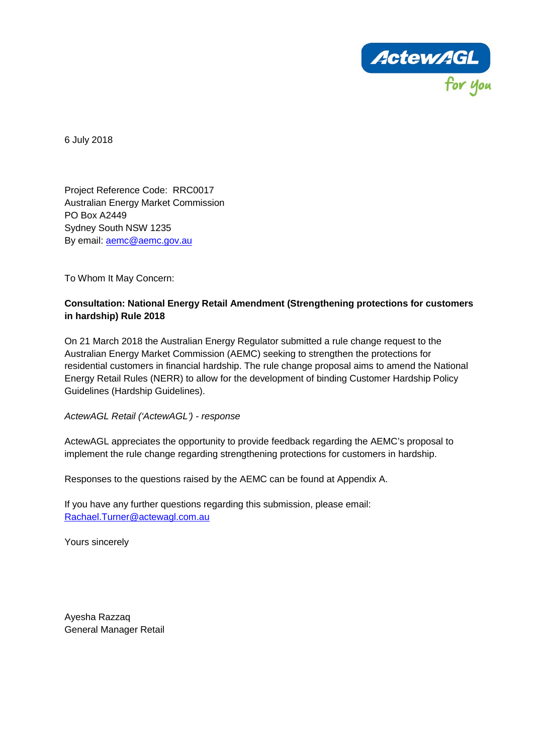6 July 2018

Project Reference Code: RRC0017
Australian Energy Market Commission
PO Box A2449
Sydney South NSW 1235
By email: aemc@aemc.gov.au

To Whom It May Concern:

**Consultation: National Energy Retail Amendment (Strengthening protections for customers in hardship) Rule 2018**

On 21 March 2018 the Australian Energy Regulator submitted a rule change request to the Australian Energy Market Commission (AEMC) seeking to strengthen the protections for residential customers in financial hardship. The rule change proposal aims to amend the National Energy Retail Rules (NERR) to allow for the development of binding Customer Hardship Policy Guidelines (Hardship Guidelines).

*ActewAGL Retail ('ActewAGL') - response*

ActewAGL appreciates the opportunity to provide feedback regarding the AEMC's proposal to implement the rule change regarding strengthening protections for customers in hardship.

Responses to the questions raised by the AEMC can be found at Appendix A.

If you have any further questions regarding this submission, please email: Rachael.Turner@actewagl.com.au

Yours sincerely

Ayesha Razzaq
General Manager Retail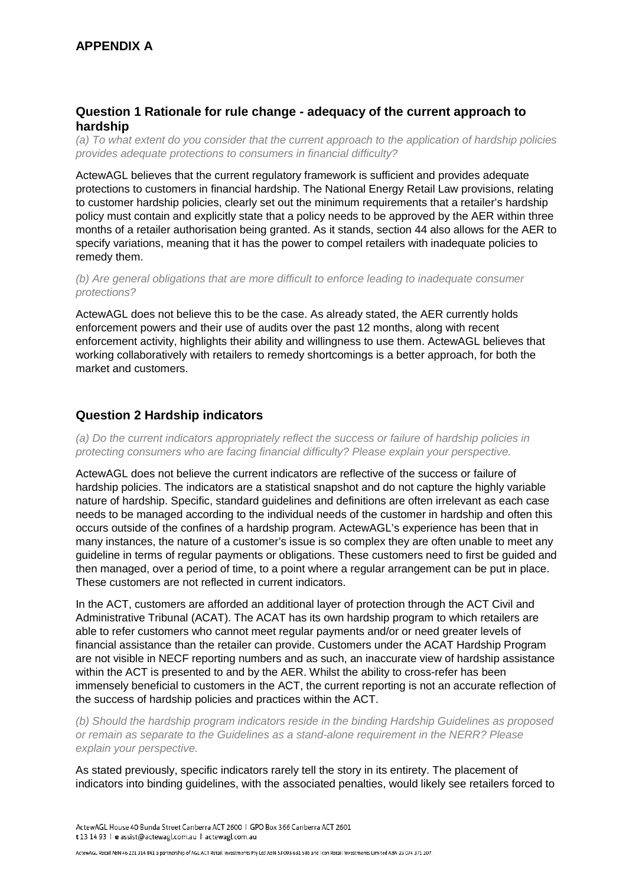## APPENDIX A

### Question 1 Rationale for rule change - adequacy of the current approach to hardship

*(a) To what extent do you consider that the current approach to the application of hardship policies provides adequate protections to consumers in financial difficulty?*

ActewAGL believes that the current regulatory framework is sufficient and provides adequate protections to customers in financial hardship. The National Energy Retail Law provisions, relating to customer hardship policies, clearly set out the minimum requirements that a retailer's hardship policy must contain and explicitly state that a policy needs to be approved by the AER within three months of a retailer authorisation being granted. As it stands, section 44 also allows for the AER to specify variations, meaning that it has the power to compel retailers with inadequate policies to remedy them.

*(b) Are general obligations that are more difficult to enforce leading to inadequate consumer protections?*

ActewAGL does not believe this to be the case. As already stated, the AER currently holds enforcement powers and their use of audits over the past 12 months, along with recent enforcement activity, highlights their ability and willingness to use them. ActewAGL believes that working collaboratively with retailers to remedy shortcomings is a better approach, for both the market and customers.

### Question 2 Hardship indicators

*(a) Do the current indicators appropriately reflect the success or failure of hardship policies in protecting consumers who are facing financial difficulty? Please explain your perspective.*

ActewAGL does not believe the current indicators are reflective of the success or failure of hardship policies. The indicators are a statistical snapshot and do not capture the highly variable nature of hardship. Specific, standard guidelines and definitions are often irrelevant as each case needs to be managed according to the individual needs of the customer in hardship and often this occurs outside of the confines of a hardship program. ActewAGL's experience has been that in many instances, the nature of a customer's issue is so complex they are often unable to meet any guideline in terms of regular payments or obligations. These customers need to first be guided and then managed, over a period of time, to a point where a regular arrangement can be put in place. These customers are not reflected in current indicators.

In the ACT, customers are afforded an additional layer of protection through the ACT Civil and Administrative Tribunal (ACAT). The ACAT has its own hardship program to which retailers are able to refer customers who cannot meet regular payments and/or or need greater levels of financial assistance than the retailer can provide. Customers under the ACAT Hardship Program are not visible in NECF reporting numbers and as such, an inaccurate view of hardship assistance within the ACT is presented to and by the AER. Whilst the ability to cross-refer has been immensely beneficial to customers in the ACT, the current reporting is not an accurate reflection of the success of hardship policies and practices within the ACT.

*(b) Should the hardship program indicators reside in the binding Hardship Guidelines as proposed or remain as separate to the Guidelines as a stand-alone requirement in the NERR? Please explain your perspective.*

As stated previously, specific indicators rarely tell the story in its entirety. The placement of indicators into binding guidelines, with the associated penalties, would likely see retailers forced to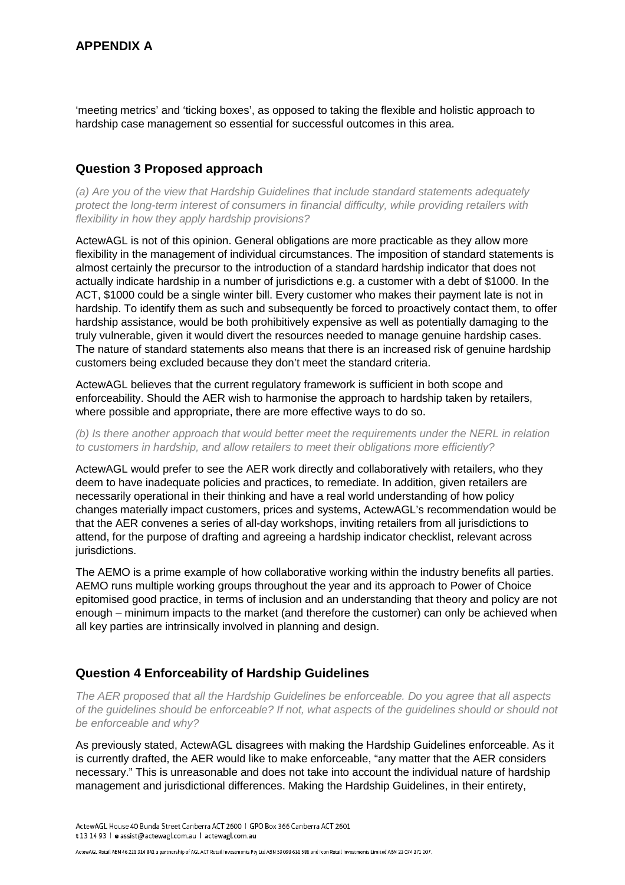## APPENDIX A

'meeting metrics' and 'ticking boxes', as opposed to taking the flexible and holistic approach to hardship case management so essential for successful outcomes in this area.

### Question 3 Proposed approach

*(a) Are you of the view that Hardship Guidelines that include standard statements adequately protect the long-term interest of consumers in financial difficulty, while providing retailers with flexibility in how they apply hardship provisions?*

ActewAGL is not of this opinion. General obligations are more practicable as they allow more flexibility in the management of individual circumstances. The imposition of standard statements is almost certainly the precursor to the introduction of a standard hardship indicator that does not actually indicate hardship in a number of jurisdictions e.g. a customer with a debt of $1000. In the ACT, $1000 could be a single winter bill. Every customer who makes their payment late is not in hardship. To identify them as such and subsequently be forced to proactively contact them, to offer hardship assistance, would be both prohibitively expensive as well as potentially damaging to the truly vulnerable, given it would divert the resources needed to manage genuine hardship cases. The nature of standard statements also means that there is an increased risk of genuine hardship customers being excluded because they don't meet the standard criteria.

ActewAGL believes that the current regulatory framework is sufficient in both scope and enforceability. Should the AER wish to harmonise the approach to hardship taken by retailers, where possible and appropriate, there are more effective ways to do so.

*(b) Is there another approach that would better meet the requirements under the NERL in relation to customers in hardship, and allow retailers to meet their obligations more efficiently?*

ActewAGL would prefer to see the AER work directly and collaboratively with retailers, who they deem to have inadequate policies and practices, to remediate. In addition, given retailers are necessarily operational in their thinking and have a real world understanding of how policy changes materially impact customers, prices and systems, ActewAGL's recommendation would be that the AER convenes a series of all-day workshops, inviting retailers from all jurisdictions to attend, for the purpose of drafting and agreeing a hardship indicator checklist, relevant across jurisdictions.

The AEMO is a prime example of how collaborative working within the industry benefits all parties. AEMO runs multiple working groups throughout the year and its approach to Power of Choice epitomised good practice, in terms of inclusion and an understanding that theory and policy are not enough – minimum impacts to the market (and therefore the customer) can only be achieved when all key parties are intrinsically involved in planning and design.

### Question 4 Enforceability of Hardship Guidelines

*The AER proposed that all the Hardship Guidelines be enforceable. Do you agree that all aspects of the guidelines should be enforceable? If not, what aspects of the guidelines should or should not be enforceable and why?*

As previously stated, ActewAGL disagrees with making the Hardship Guidelines enforceable. As it is currently drafted, the AER would like to make enforceable, "any matter that the AER considers necessary." This is unreasonable and does not take into account the individual nature of hardship management and jurisdictional differences. Making the Hardship Guidelines, in their entirety,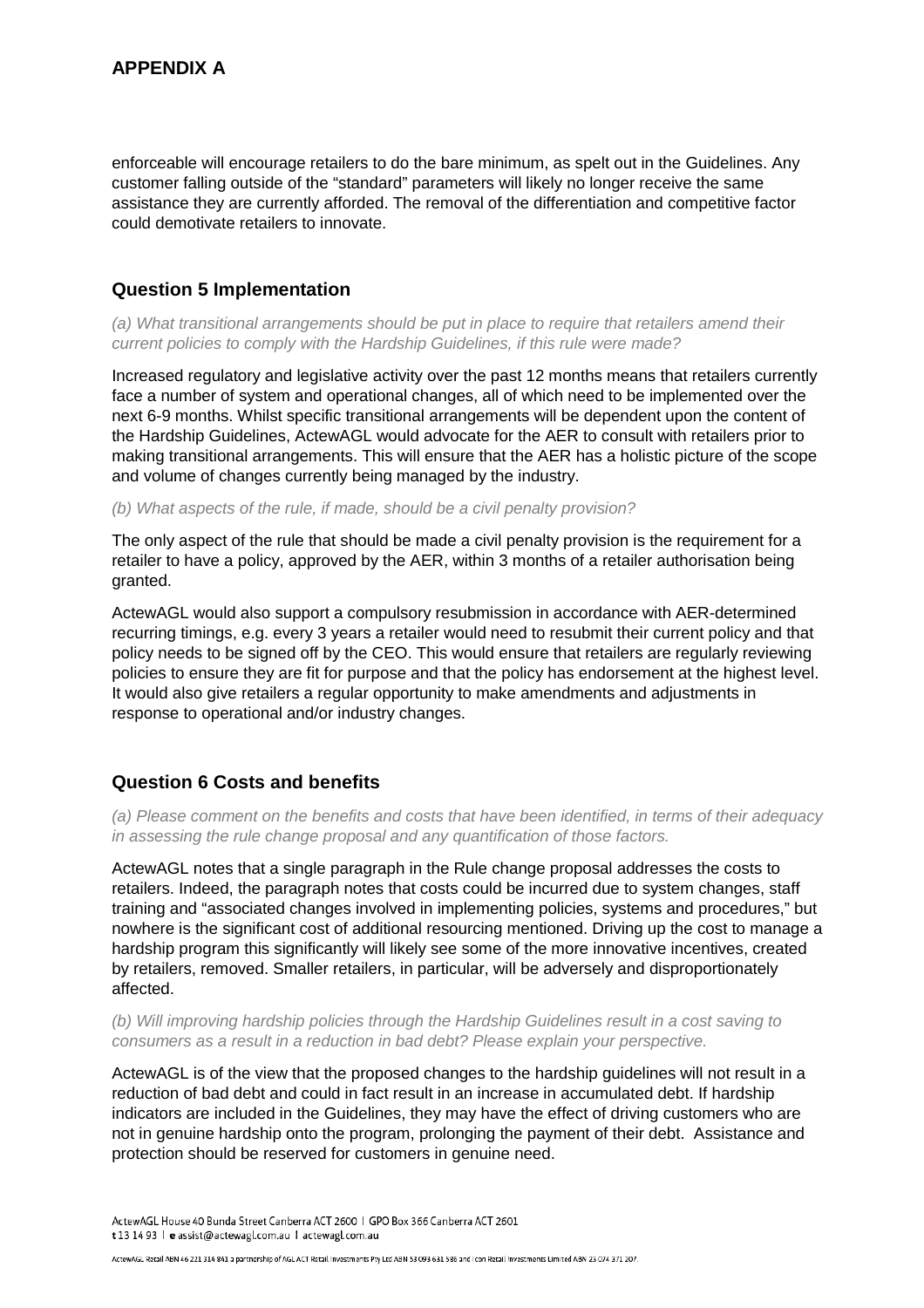## APPENDIX A

enforceable will encourage retailers to do the bare minimum, as spelt out in the Guidelines. Any customer falling outside of the "standard" parameters will likely no longer receive the same assistance they are currently afforded. The removal of the differentiation and competitive factor could demotivate retailers to innovate.

### Question 5 Implementation

*(a) What transitional arrangements should be put in place to require that retailers amend their current policies to comply with the Hardship Guidelines, if this rule were made?*

Increased regulatory and legislative activity over the past 12 months means that retailers currently face a number of system and operational changes, all of which need to be implemented over the next 6-9 months. Whilst specific transitional arrangements will be dependent upon the content of the Hardship Guidelines, ActewAGL would advocate for the AER to consult with retailers prior to making transitional arrangements. This will ensure that the AER has a holistic picture of the scope and volume of changes currently being managed by the industry.

*(b) What aspects of the rule, if made, should be a civil penalty provision?*

The only aspect of the rule that should be made a civil penalty provision is the requirement for a retailer to have a policy, approved by the AER, within 3 months of a retailer authorisation being granted.

ActewAGL would also support a compulsory resubmission in accordance with AER-determined recurring timings, e.g. every 3 years a retailer would need to resubmit their current policy and that policy needs to be signed off by the CEO. This would ensure that retailers are regularly reviewing policies to ensure they are fit for purpose and that the policy has endorsement at the highest level. It would also give retailers a regular opportunity to make amendments and adjustments in response to operational and/or industry changes.

### Question 6 Costs and benefits

*(a) Please comment on the benefits and costs that have been identified, in terms of their adequacy in assessing the rule change proposal and any quantification of those factors.*

ActewAGL notes that a single paragraph in the Rule change proposal addresses the costs to retailers. Indeed, the paragraph notes that costs could be incurred due to system changes, staff training and "associated changes involved in implementing policies, systems and procedures," but nowhere is the significant cost of additional resourcing mentioned. Driving up the cost to manage a hardship program this significantly will likely see some of the more innovative incentives, created by retailers, removed. Smaller retailers, in particular, will be adversely and disproportionately affected.

*(b) Will improving hardship policies through the Hardship Guidelines result in a cost saving to consumers as a result in a reduction in bad debt? Please explain your perspective.*

ActewAGL is of the view that the proposed changes to the hardship guidelines will not result in a reduction of bad debt and could in fact result in an increase in accumulated debt. If hardship indicators are included in the Guidelines, they may have the effect of driving customers who are not in genuine hardship onto the program, prolonging the payment of their debt. Assistance and protection should be reserved for customers in genuine need.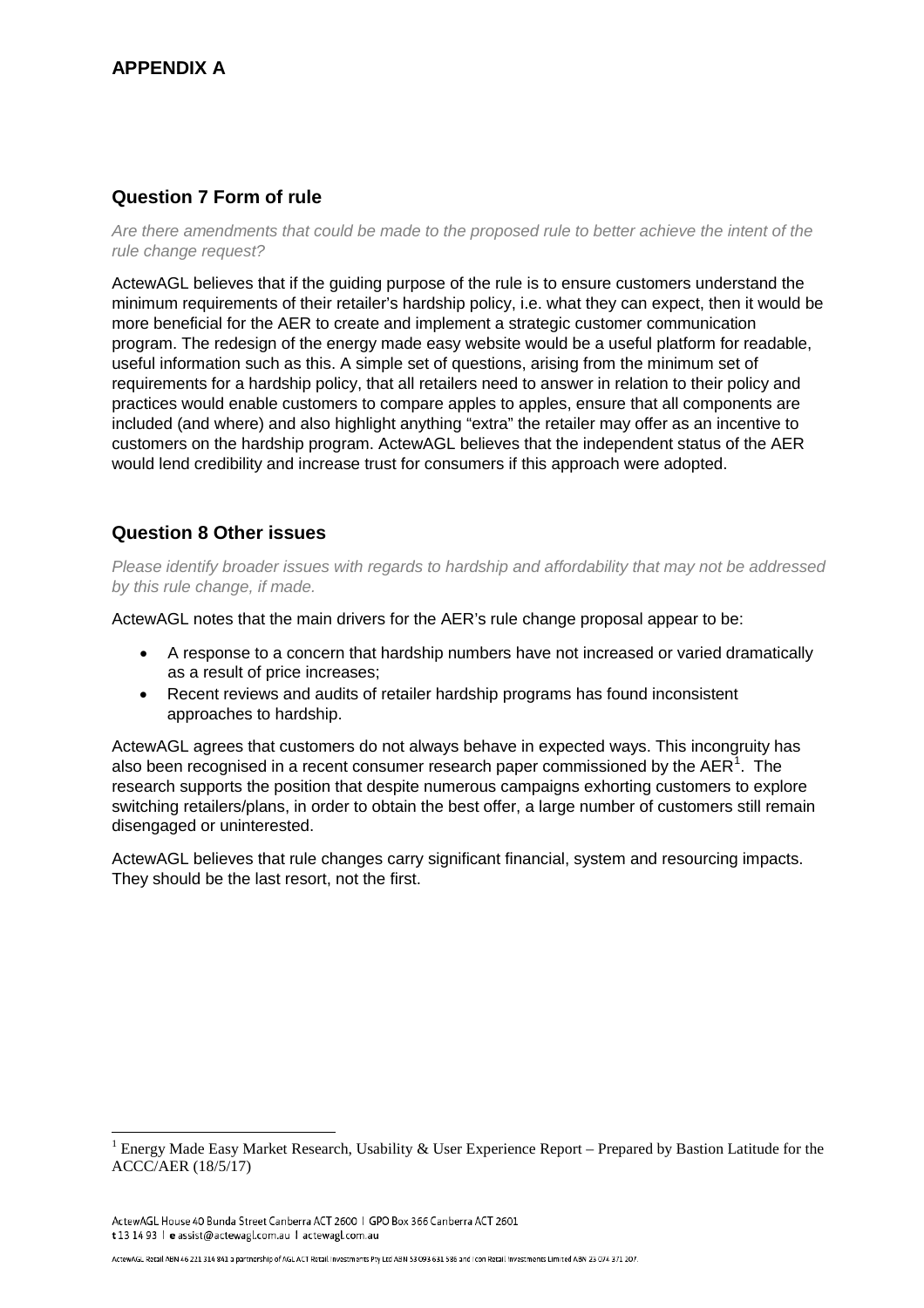# APPENDIX A

## Question 7 Form of rule

*Are there amendments that could be made to the proposed rule to better achieve the intent of the rule change request?*

ActewAGL believes that if the guiding purpose of the rule is to ensure customers understand the minimum requirements of their retailer's hardship policy, i.e. what they can expect, then it would be more beneficial for the AER to create and implement a strategic customer communication program. The redesign of the energy made easy website would be a useful platform for readable, useful information such as this. A simple set of questions, arising from the minimum set of requirements for a hardship policy, that all retailers need to answer in relation to their policy and practices would enable customers to compare apples to apples, ensure that all components are included (and where) and also highlight anything "extra" the retailer may offer as an incentive to customers on the hardship program. ActewAGL believes that the independent status of the AER would lend credibility and increase trust for consumers if this approach were adopted.

## Question 8 Other issues

*Please identify broader issues with regards to hardship and affordability that may not be addressed by this rule change, if made.*

ActewAGL notes that the main drivers for the AER's rule change proposal appear to be:

- A response to a concern that hardship numbers have not increased or varied dramatically as a result of price increases;
- Recent reviews and audits of retailer hardship programs has found inconsistent approaches to hardship.

ActewAGL agrees that customers do not always behave in expected ways. This incongruity has also been recognised in a recent consumer research paper commissioned by the AER[1]. The research supports the position that despite numerous campaigns exhorting customers to explore switching retailers/plans, in order to obtain the best offer, a large number of customers still remain disengaged or uninterested.

ActewAGL believes that rule changes carry significant financial, system and resourcing impacts. They should be the last resort, not the first.

[1] Energy Made Easy Market Research, Usability & User Experience Report – Prepared by Bastion Latitude for the ACCC/AER (18/5/17)